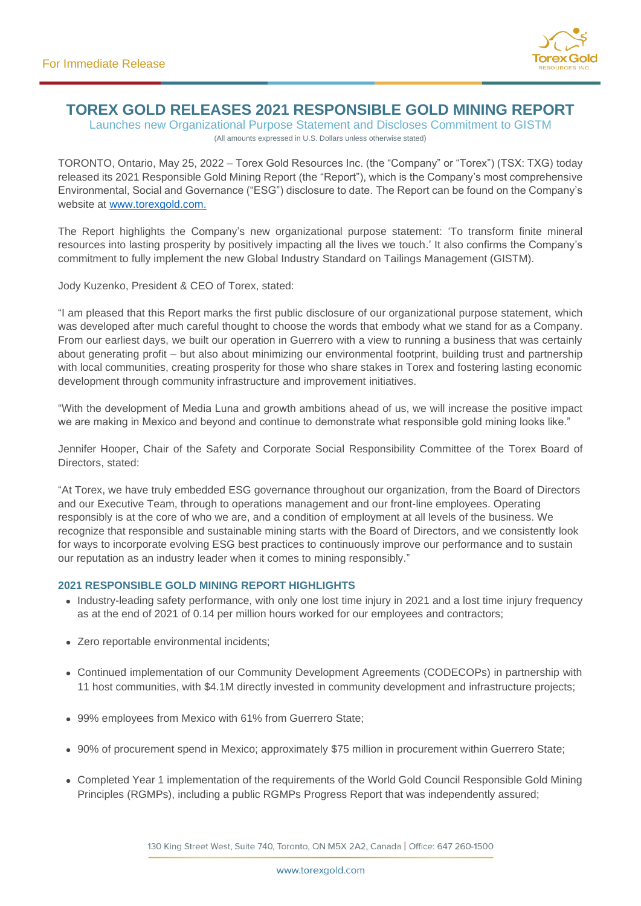For Immediate Release

# TOREX GOLD RELEASES 2021 RESPONSIBLE GOLD MINING REPORT

Launches new Organizational Purpose Statement and Discloses Commitment to GISTM

(All amounts expressed in U.S. Dollars unless otherwise stated)

TORONTO, Ontario, May 25, 2022 – Torex Gold Resources Inc. (the "Company" or "Torex") (TSX: TXG) today released its 2021 Responsible Gold Mining Report (the "Report"), which is the Company's most comprehensive Environmental, Social and Governance ("ESG") disclosure to date. The Report can be found on the Company's website at www.torexgold.com.

The Report highlights the Company's new organizational purpose statement: 'To transform finite mineral resources into lasting prosperity by positively impacting all the lives we touch.' It also confirms the Company's commitment to fully implement the new Global Industry Standard on Tailings Management (GISTM).

Jody Kuzenko, President & CEO of Torex, stated:

"I am pleased that this Report marks the first public disclosure of our organizational purpose statement, which was developed after much careful thought to choose the words that embody what we stand for as a Company. From our earliest days, we built our operation in Guerrero with a view to running a business that was certainly about generating profit – but also about minimizing our environmental footprint, building trust and partnership with local communities, creating prosperity for those who share stakes in Torex and fostering lasting economic development through community infrastructure and improvement initiatives.

"With the development of Media Luna and growth ambitions ahead of us, we will increase the positive impact we are making in Mexico and beyond and continue to demonstrate what responsible gold mining looks like."

Jennifer Hooper, Chair of the Safety and Corporate Social Responsibility Committee of the Torex Board of Directors, stated:

"At Torex, we have truly embedded ESG governance throughout our organization, from the Board of Directors and our Executive Team, through to operations management and our front-line employees. Operating responsibly is at the core of who we are, and a condition of employment at all levels of the business. We recognize that responsible and sustainable mining starts with the Board of Directors, and we consistently look for ways to incorporate evolving ESG best practices to continuously improve our performance and to sustain our reputation as an industry leader when it comes to mining responsibly."

### 2021 RESPONSIBLE GOLD MINING REPORT HIGHLIGHTS

- Industry-leading safety performance, with only one lost time injury in 2021 and a lost time injury frequency as at the end of 2021 of 0.14 per million hours worked for our employees and contractors;
- Zero reportable environmental incidents;
- Continued implementation of our Community Development Agreements (CODECOPs) in partnership with 11 host communities, with $4.1M directly invested in community development and infrastructure projects;
- 99% employees from Mexico with 61% from Guerrero State;
- 90% of procurement spend in Mexico; approximately $75 million in procurement within Guerrero State;
- Completed Year 1 implementation of the requirements of the World Gold Council Responsible Gold Mining Principles (RGMPs), including a public RGMPs Progress Report that was independently assured;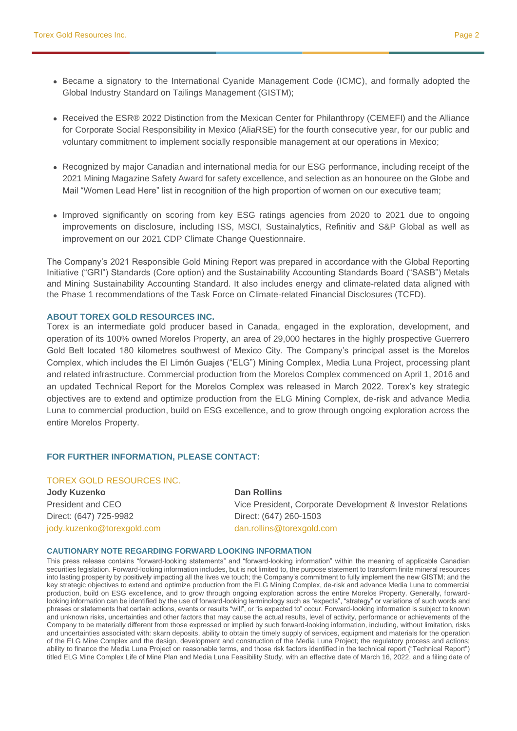- Became a signatory to the International Cyanide Management Code (ICMC), and formally adopted the Global Industry Standard on Tailings Management (GISTM);
- Received the ESR® 2022 Distinction from the Mexican Center for Philanthropy (CEMEFI) and the Alliance for Corporate Social Responsibility in Mexico (AliaRSE) for the fourth consecutive year, for our public and voluntary commitment to implement socially responsible management at our operations in Mexico;
- Recognized by major Canadian and international media for our ESG performance, including receipt of the 2021 Mining Magazine Safety Award for safety excellence, and selection as an honouree on the Globe and Mail "Women Lead Here" list in recognition of the high proportion of women on our executive team;
- Improved significantly on scoring from key ESG ratings agencies from 2020 to 2021 due to ongoing improvements on disclosure, including ISS, MSCI, Sustainalytics, Refinitiv and S&P Global as well as improvement on our 2021 CDP Climate Change Questionnaire.

The Company's 2021 Responsible Gold Mining Report was prepared in accordance with the Global Reporting Initiative ("GRI") Standards (Core option) and the Sustainability Accounting Standards Board ("SASB") Metals and Mining Sustainability Accounting Standard. It also includes energy and climate-related data aligned with the Phase 1 recommendations of the Task Force on Climate-related Financial Disclosures (TCFD).

## ABOUT TOREX GOLD RESOURCES INC.

Torex is an intermediate gold producer based in Canada, engaged in the exploration, development, and operation of its 100% owned Morelos Property, an area of 29,000 hectares in the highly prospective Guerrero Gold Belt located 180 kilometres southwest of Mexico City. The Company's principal asset is the Morelos Complex, which includes the El Limón Guajes ("ELG") Mining Complex, Media Luna Project, processing plant and related infrastructure. Commercial production from the Morelos Complex commenced on April 1, 2016 and an updated Technical Report for the Morelos Complex was released in March 2022. Torex's key strategic objectives are to extend and optimize production from the ELG Mining Complex, de-risk and advance Media Luna to commercial production, build on ESG excellence, and to grow through ongoing exploration across the entire Morelos Property.

## FOR FURTHER INFORMATION, PLEASE CONTACT:

TOREX GOLD RESOURCES INC.

**Jody Kuzenko**
President and CEO
Direct: (647) 725-9982
jody.kuzenko@torexgold.com

**Dan Rollins**
Vice President, Corporate Development & Investor Relations
Direct: (647) 260-1503
dan.rollins@torexgold.com

## CAUTIONARY NOTE REGARDING FORWARD LOOKING INFORMATION

This press release contains "forward-looking statements" and "forward-looking information" within the meaning of applicable Canadian securities legislation. Forward-looking information includes, but is not limited to, the purpose statement to transform finite mineral resources into lasting prosperity by positively impacting all the lives we touch; the Company's commitment to fully implement the new GISTM; and the key strategic objectives to extend and optimize production from the ELG Mining Complex, de-risk and advance Media Luna to commercial production, build on ESG excellence, and to grow through ongoing exploration across the entire Morelos Property. Generally, forward-looking information can be identified by the use of forward-looking terminology such as "expects", "strategy" or variations of such words and phrases or statements that certain actions, events or results "will", or "is expected to" occur. Forward-looking information is subject to known and unknown risks, uncertainties and other factors that may cause the actual results, level of activity, performance or achievements of the Company to be materially different from those expressed or implied by such forward-looking information, including, without limitation, risks and uncertainties associated with: skarn deposits, ability to obtain the timely supply of services, equipment and materials for the operation of the ELG Mine Complex and the design, development and construction of the Media Luna Project; the regulatory process and actions; ability to finance the Media Luna Project on reasonable terms, and those risk factors identified in the technical report ("Technical Report") titled ELG Mine Complex Life of Mine Plan and Media Luna Feasibility Study, with an effective date of March 16, 2022, and a filing date of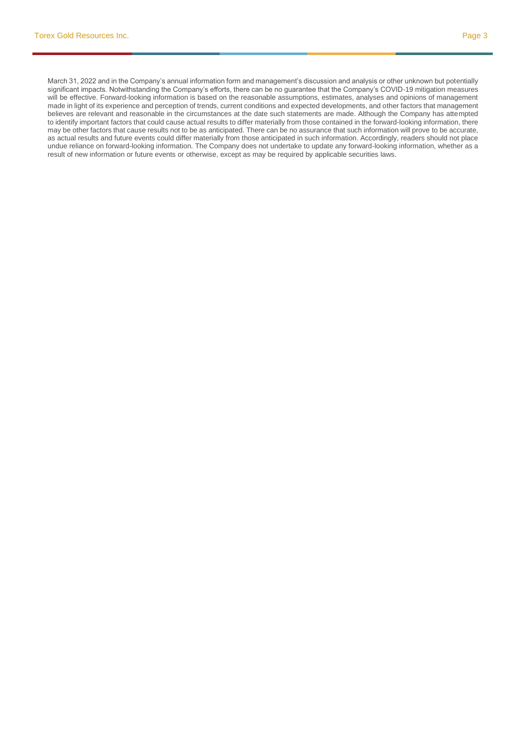March 31, 2022 and in the Company's annual information form and management's discussion and analysis or other unknown but potentially significant impacts. Notwithstanding the Company's efforts, there can be no guarantee that the Company's COVID-19 mitigation measures will be effective. Forward-looking information is based on the reasonable assumptions, estimates, analyses and opinions of management made in light of its experience and perception of trends, current conditions and expected developments, and other factors that management believes are relevant and reasonable in the circumstances at the date such statements are made. Although the Company has attempted to identify important factors that could cause actual results to differ materially from those contained in the forward-looking information, there may be other factors that cause results not to be as anticipated. There can be no assurance that such information will prove to be accurate, as actual results and future events could differ materially from those anticipated in such information. Accordingly, readers should not place undue reliance on forward-looking information. The Company does not undertake to update any forward-looking information, whether as a result of new information or future events or otherwise, except as may be required by applicable securities laws.